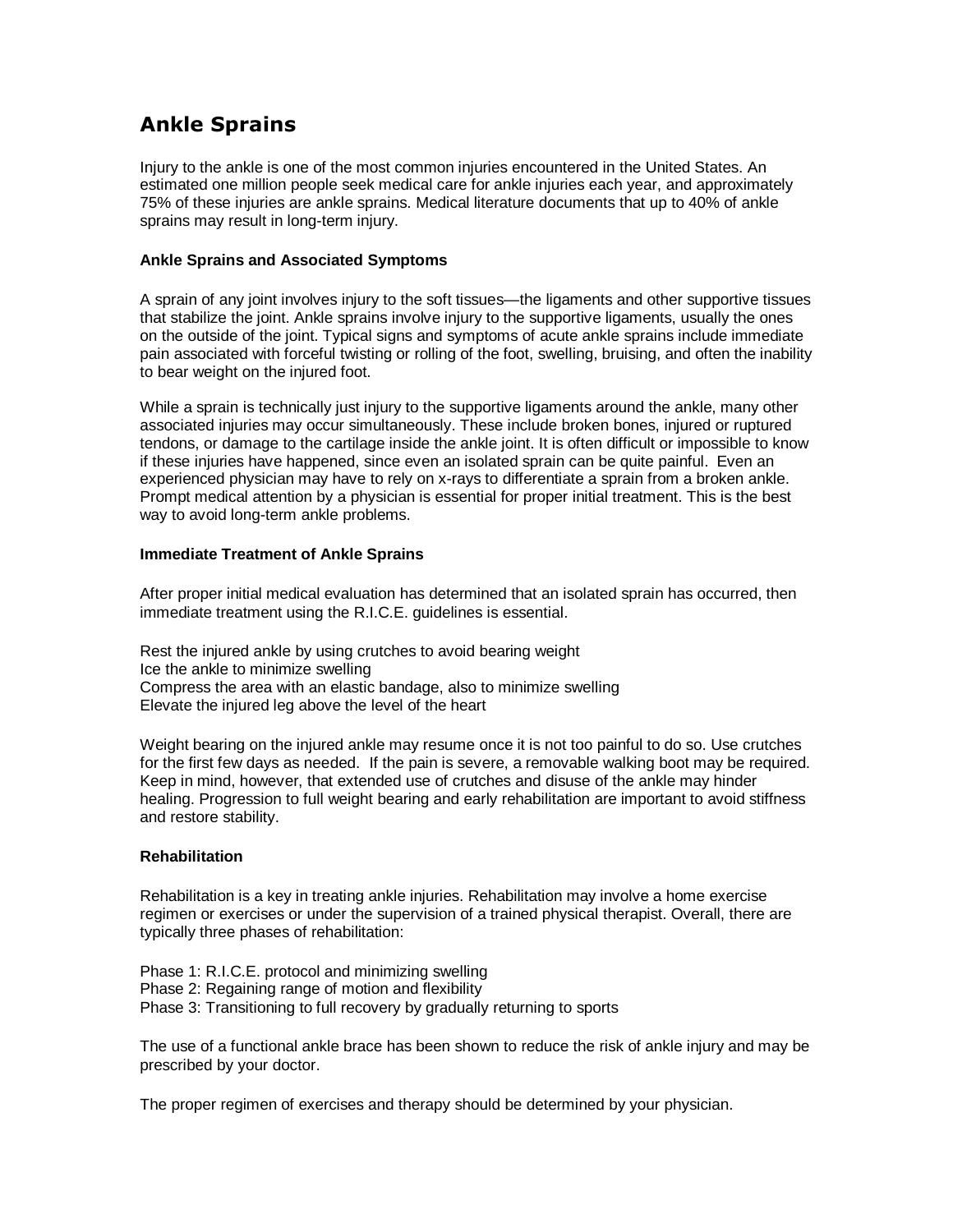# Ankle Sprains

Injury to the ankle is one of the most common injuries encountered in the United States. An estimated one million people seek medical care for ankle injuries each year, and approximately 75% of these injuries are ankle sprains. Medical literature documents that up to 40% of ankle sprains may result in long-term injury.

### Ankle Sprains and Associated Symptoms

A sprain of any joint involves injury to the soft tissues—the ligaments and other supportive tissues that stabilize the joint. Ankle sprains involve injury to the supportive ligaments, usually the ones on the outside of the joint. Typical signs and symptoms of acute ankle sprains include immediate pain associated with forceful twisting or rolling of the foot, swelling, bruising, and often the inability to bear weight on the injured foot.

While a sprain is technically just injury to the supportive ligaments around the ankle, many other associated injuries may occur simultaneously. These include broken bones, injured or ruptured tendons, or damage to the cartilage inside the ankle joint. It is often difficult or impossible to know if these injuries have happened, since even an isolated sprain can be quite painful. Even an experienced physician may have to rely on x-rays to differentiate a sprain from a broken ankle. Prompt medical attention by a physician is essential for proper initial treatment. This is the best way to avoid long-term ankle problems.

### Immediate Treatment of Ankle Sprains

After proper initial medical evaluation has determined that an isolated sprain has occurred, then immediate treatment using the R.I.C.E. guidelines is essential.

Rest the injured ankle by using crutches to avoid bearing weight
Ice the ankle to minimize swelling
Compress the area with an elastic bandage, also to minimize swelling
Elevate the injured leg above the level of the heart

Weight bearing on the injured ankle may resume once it is not too painful to do so. Use crutches for the first few days as needed. If the pain is severe, a removable walking boot may be required. Keep in mind, however, that extended use of crutches and disuse of the ankle may hinder healing. Progression to full weight bearing and early rehabilitation are important to avoid stiffness and restore stability.

### Rehabilitation

Rehabilitation is a key in treating ankle injuries. Rehabilitation may involve a home exercise regimen or exercises or under the supervision of a trained physical therapist. Overall, there are typically three phases of rehabilitation:

Phase 1: R.I.C.E. protocol and minimizing swelling
Phase 2: Regaining range of motion and flexibility
Phase 3: Transitioning to full recovery by gradually returning to sports

The use of a functional ankle brace has been shown to reduce the risk of ankle injury and may be prescribed by your doctor.

The proper regimen of exercises and therapy should be determined by your physician.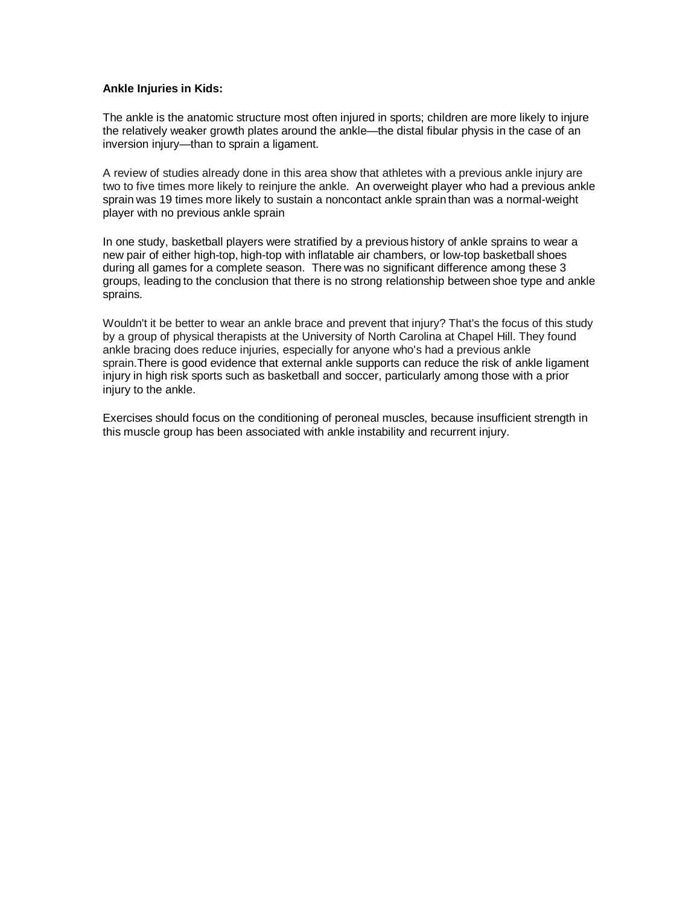**Ankle Injuries in Kids:**

The ankle is the anatomic structure most often injured in sports; children are more likely to injure the relatively weaker growth plates around the ankle—the distal fibular physis in the case of an inversion injury—than to sprain a ligament.

A review of studies already done in this area show that athletes with a previous ankle injury are two to five times more likely to reinjure the ankle. An overweight player who had a previous ankle sprain was 19 times more likely to sustain a noncontact ankle sprain than was a normal-weight player with no previous ankle sprain

In one study, basketball players were stratified by a previous history of ankle sprains to wear a new pair of either high-top, high-top with inflatable air chambers, or low-top basketball shoes during all games for a complete season. There was no significant difference among these 3 groups, leading to the conclusion that there is no strong relationship between shoe type and ankle sprains.

Wouldn't it be better to wear an ankle brace and prevent that injury? That's the focus of this study by a group of physical therapists at the University of North Carolina at Chapel Hill. They found ankle bracing does reduce injuries, especially for anyone who's had a previous ankle sprain.There is good evidence that external ankle supports can reduce the risk of ankle ligament injury in high risk sports such as basketball and soccer, particularly among those with a prior injury to the ankle.

Exercises should focus on the conditioning of peroneal muscles, because insufficient strength in this muscle group has been associated with ankle instability and recurrent injury.